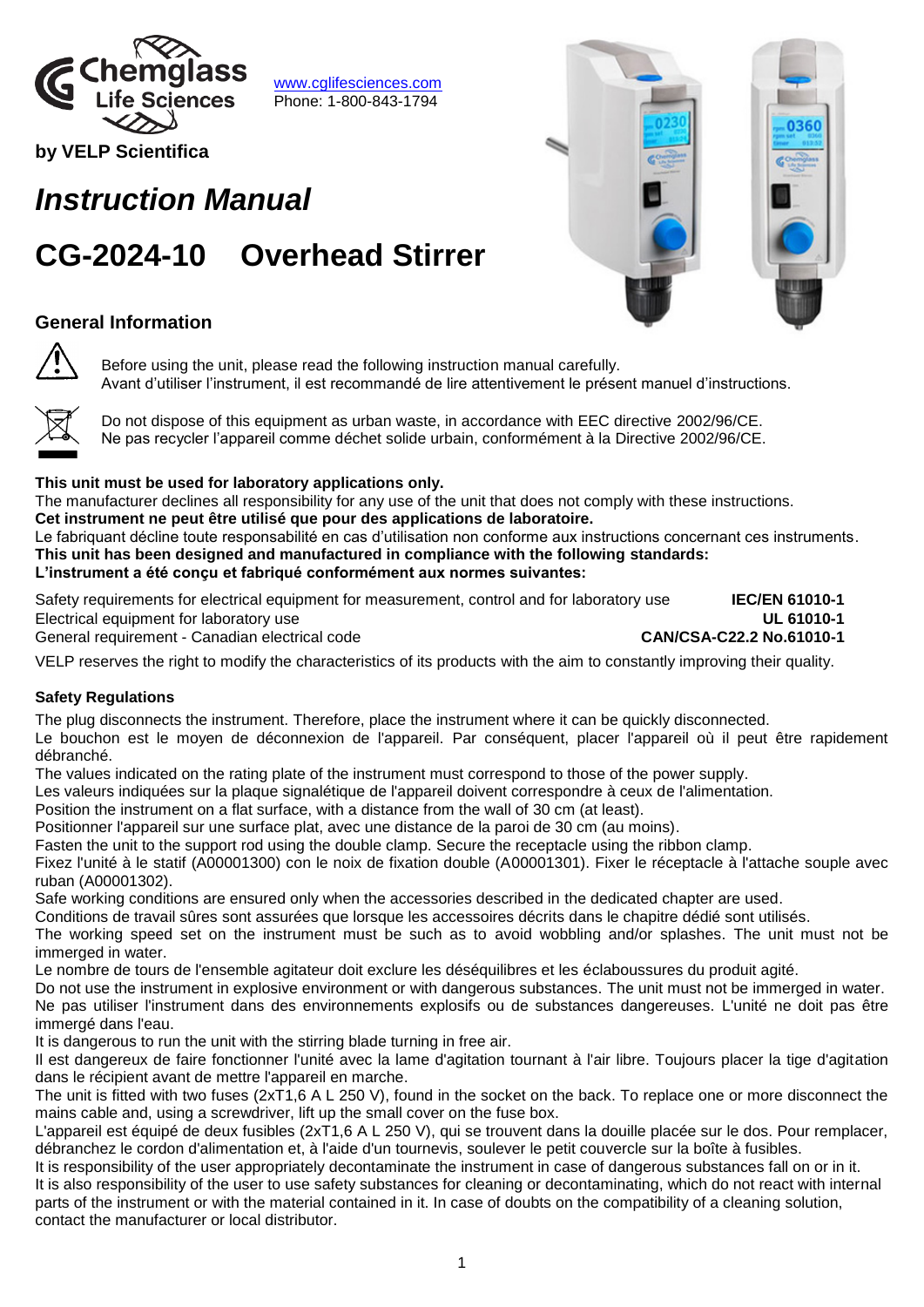Chemglass Life Sciences

[www.cglifesciences.com](http://www.cglifesciences.com)
Phone: 1-800-843-1794

**by VELP Scientifica**

# *Instruction Manual*

# CG-2024-10 Overhead Stirrer

## General Information

Before using the unit, please read the following instruction manual carefully.
Avant d'utiliser l'instrument, il est recommandé de lire attentivement le présent manuel d'instructions.

Do not dispose of this equipment as urban waste, in accordance with EEC directive 2002/96/CE.
Ne pas recycler l'appareil comme déchet solide urbain, conformément à la Directive 2002/96/CE.

**This unit must be used for laboratory applications only.**
The manufacturer declines all responsibility for any use of the unit that does not comply with these instructions.
**Cet instrument ne peut être utilisé que pour des applications de laboratoire.**
Le fabriquant décline toute responsabilité en cas d'utilisation non conforme aux instructions concernant ces instruments.
**This unit has been designed and manufactured in compliance with the following standards:**
**L'instrument a été conçu et fabriqué conformément aux normes suivantes:**

| | |
|---|---|
| Safety requirements for electrical equipment for measurement, control and for laboratory use | **IEC/EN 61010-1** |
| Electrical equipment for laboratory use | **UL 61010-1** |
| General requirement - Canadian electrical code | **CAN/CSA-C22.2 No.61010-1** |

VELP reserves the right to modify the characteristics of its products with the aim to constantly improving their quality.

### Safety Regulations

The plug disconnects the instrument. Therefore, place the instrument where it can be quickly disconnected.
Le bouchon est le moyen de déconnexion de l'appareil. Par conséquent, placer l'appareil où il peut être rapidement débranché.
The values indicated on the rating plate of the instrument must correspond to those of the power supply.
Les valeurs indiquées sur la plaque signalétique de l'appareil doivent correspondre à ceux de l'alimentation.
Position the instrument on a flat surface, with a distance from the wall of 30 cm (at least).
Positionner l'appareil sur une surface plat, avec une distance de la paroi de 30 cm (au moins).
Fasten the unit to the support rod using the double clamp. Secure the receptacle using the ribbon clamp.
Fixez l'unité à le statif (A00001300) con le noix de fixation double (A00001301). Fixer le réceptacle à l'attache souple avec ruban (A00001302).
Safe working conditions are ensured only when the accessories described in the dedicated chapter are used.
Conditions de travail sûres sont assurées que lorsque les accessoires décrits dans le chapitre dédié sont utilisés.
The working speed set on the instrument must be such as to avoid wobbling and/or splashes. The unit must not be immerged in water.
Le nombre de tours de l'ensemble agitateur doit exclure les déséquilibres et les éclaboussures du produit agité.
Do not use the instrument in explosive environment or with dangerous substances. The unit must not be immerged in water.
Ne pas utiliser l'instrument dans des environnements explosifs ou de substances dangereuses. L'unité ne doit pas être immergé dans l'eau.
It is dangerous to run the unit with the stirring blade turning in free air.
Il est dangereux de faire fonctionner l'unité avec la lame d'agitation tournant à l'air libre. Toujours placer la tige d'agitation dans le récipient avant de mettre l'appareil en marche.
The unit is fitted with two fuses (2xT1,6 A L 250 V), found in the socket on the back. To replace one or more disconnect the mains cable and, using a screwdriver, lift up the small cover on the fuse box.
L'appareil est équipé de deux fusibles (2xT1,6 A L 250 V), qui se trouvent dans la douille placée sur le dos. Pour remplacer, débranchez le cordon d'alimentation et, à l'aide d'un tournevis, soulever le petit couvercle sur la boîte à fusibles.
It is responsibility of the user appropriately decontaminate the instrument in case of dangerous substances fall on or in it.
It is also responsibility of the user to use safety substances for cleaning or decontaminating, which do not react with internal parts of the instrument or with the material contained in it. In case of doubts on the compatibility of a cleaning solution, contact the manufacturer or local distributor.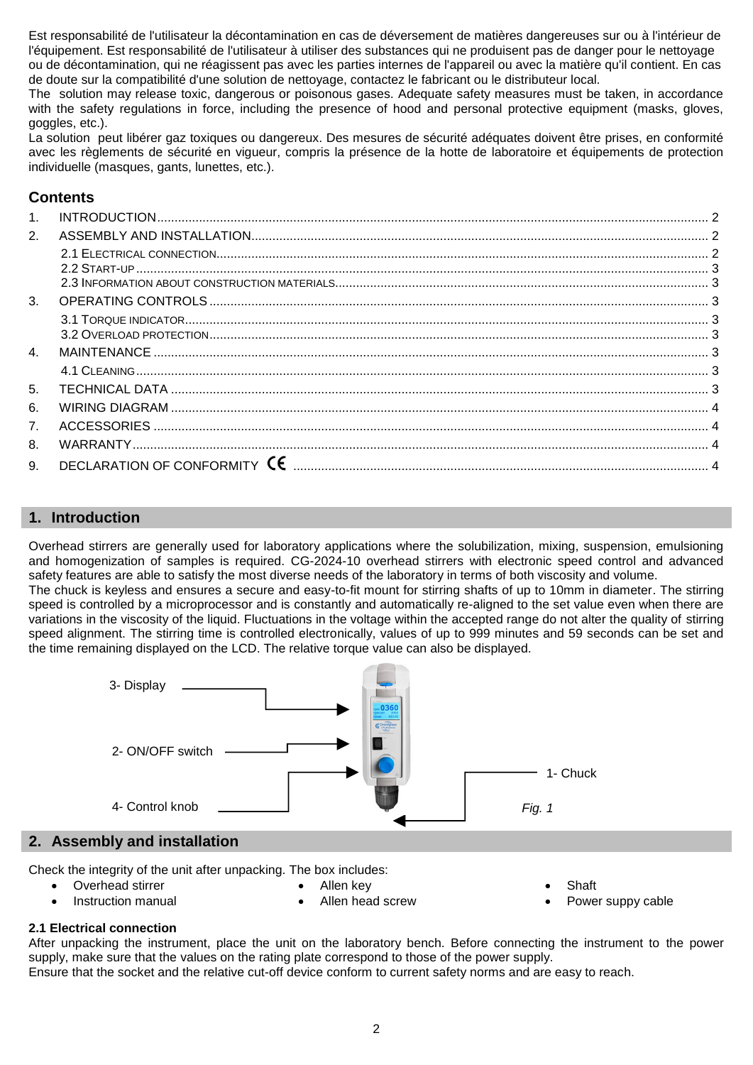Est responsabilité de l'utilisateur la décontamination en cas de déversement de matières dangereuses sur ou à l'intérieur de l'équipement. Est responsabilité de l'utilisateur à utiliser des substances qui ne produisent pas de danger pour le nettoyage ou de décontamination, qui ne réagissent pas avec les parties internes de l'appareil ou avec la matière qu'il contient. En cas de doute sur la compatibilité d'une solution de nettoyage, contactez le fabricant ou le distributeur local.
The solution may release toxic, dangerous or poisonous gases. Adequate safety measures must be taken, in accordance with the safety regulations in force, including the presence of hood and personal protective equipment (masks, gloves, goggles, etc.).
La solution peut libérer gaz toxiques ou dangereux. Des mesures de sécurité adéquates doivent être prises, en conformité avec les règlements de sécurité en vigueur, compris la présence de la hotte de laboratoire et équipements de protection individuelle (masques, gants, lunettes, etc.).

## Contents

1. INTRODUCTION ..... 2
2. ASSEMBLY AND INSTALLATION ..... 2
   - 2.1 ELECTRICAL CONNECTION ..... 2
   - 2.2 START-UP ..... 3
   - 2.3 INFORMATION ABOUT CONSTRUCTION MATERIALS ..... 3
3. OPERATING CONTROLS ..... 3
   - 3.1 TORQUE INDICATOR ..... 3
   - 3.2 OVERLOAD PROTECTION ..... 3
4. MAINTENANCE ..... 3
   - 4.1 CLEANING ..... 3
5. TECHNICAL DATA ..... 3
6. WIRING DIAGRAM ..... 4
7. ACCESSORIES ..... 4
8. WARRANTY ..... 4
9. DECLARATION OF CONFORMITY CE ..... 4

## 1. Introduction

Overhead stirrers are generally used for laboratory applications where the solubilization, mixing, suspension, emulsioning and homogenization of samples is required. CG-2024-10 overhead stirrers with electronic speed control and advanced safety features are able to satisfy the most diverse needs of the laboratory in terms of both viscosity and volume.
The chuck is keyless and ensures a secure and easy-to-fit mount for stirring shafts of up to 10mm in diameter. The stirring speed is controlled by a microprocessor and is constantly and automatically re-aligned to the set value even when there are variations in the viscosity of the liquid. Fluctuations in the voltage within the accepted range do not alter the quality of stirring speed alignment. The stirring time is controlled electronically, values of up to 999 minutes and 59 seconds can be set and the time remaining displayed on the LCD. The relative torque value can also be displayed.

3- Display
2- ON/OFF switch
4- Control knob
1- Chuck

*Fig. 1*

## 2. Assembly and installation

Check the integrity of the unit after unpacking. The box includes:

- Overhead stirrer
- Instruction manual
- Allen key
- Allen head screw
- Shaft
- Power suppy cable

### 2.1 Electrical connection

After unpacking the instrument, place the unit on the laboratory bench. Before connecting the instrument to the power supply, make sure that the values on the rating plate correspond to those of the power supply.
Ensure that the socket and the relative cut-off device conform to current safety norms and are easy to reach.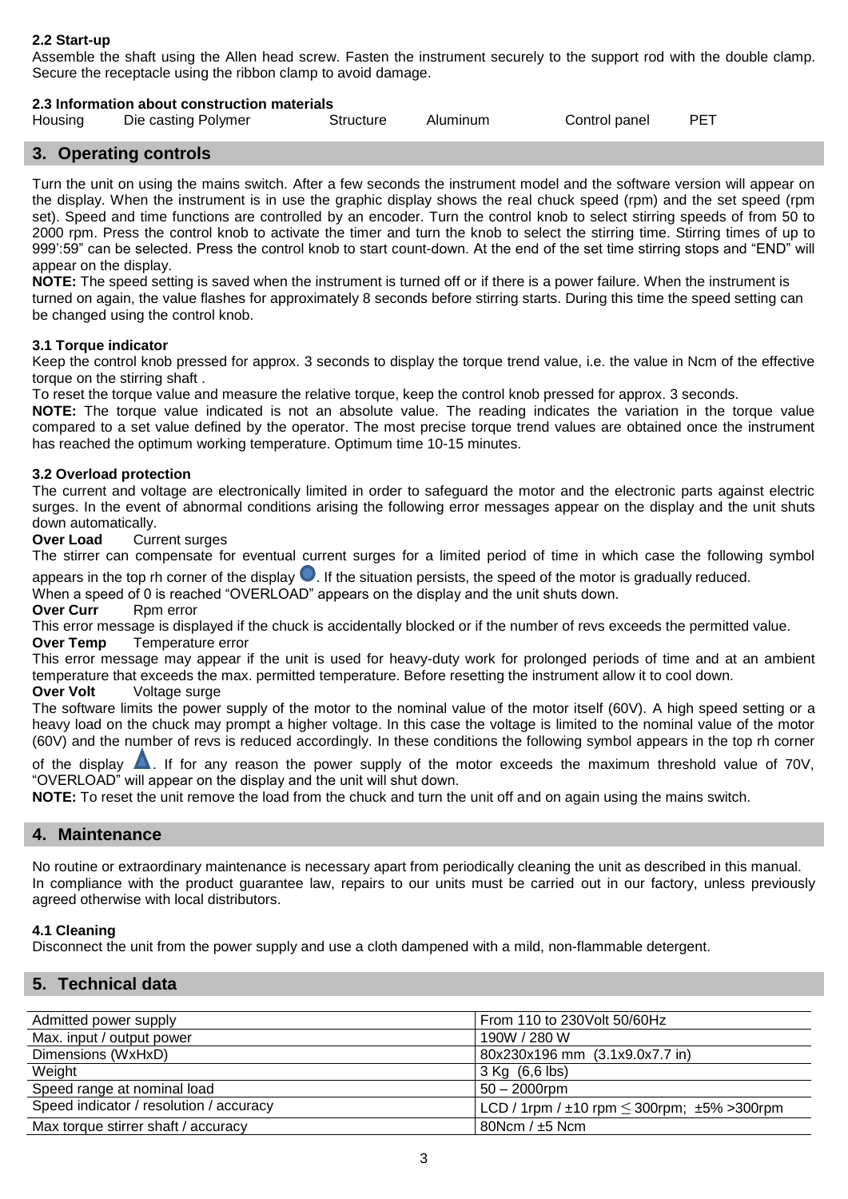### 2.2 Start-up

Assemble the shaft using the Allen head screw. Fasten the instrument securely to the support rod with the double clamp. Secure the receptacle using the ribbon clamp to avoid damage.

### 2.3 Information about construction materials

| Housing | Die casting Polymer | Structure | Aluminum | Control panel | PET |
|---|---|---|---|---|---|

## 3. Operating controls

Turn the unit on using the mains switch. After a few seconds the instrument model and the software version will appear on the display. When the instrument is in use the graphic display shows the real chuck speed (rpm) and the set speed (rpm set). Speed and time functions are controlled by an encoder. Turn the control knob to select stirring speeds of from 50 to 2000 rpm. Press the control knob to activate the timer and turn the knob to select the stirring time. Stirring times of up to 999':59" can be selected. Press the control knob to start count-down. At the end of the set time stirring stops and "END" will appear on the display.

**NOTE:** The speed setting is saved when the instrument is turned off or if there is a power failure. When the instrument is turned on again, the value flashes for approximately 8 seconds before stirring starts. During this time the speed setting can be changed using the control knob.

### 3.1 Torque indicator

Keep the control knob pressed for approx. 3 seconds to display the torque trend value, i.e. the value in Ncm of the effective torque on the stirring shaft .

To reset the torque value and measure the relative torque, keep the control knob pressed for approx. 3 seconds.

**NOTE:** The torque value indicated is not an absolute value. The reading indicates the variation in the torque value compared to a set value defined by the operator. The most precise torque trend values are obtained once the instrument has reached the optimum working temperature. Optimum time 10-15 minutes.

### 3.2 Overload protection

The current and voltage are electronically limited in order to safeguard the motor and the electronic parts against electric surges. In the event of abnormal conditions arising the following error messages appear on the display and the unit shuts down automatically.

**Over Load** Current surges

The stirrer can compensate for eventual current surges for a limited period of time in which case the following symbol appears in the top rh corner of the display ●. If the situation persists, the speed of the motor is gradually reduced.

When a speed of 0 is reached "OVERLOAD" appears on the display and the unit shuts down.

**Over Curr** Rpm error

This error message is displayed if the chuck is accidentally blocked or if the number of revs exceeds the permitted value.

**Over Temp** Temperature error

This error message may appear if the unit is used for heavy-duty work for prolonged periods of time and at an ambient temperature that exceeds the max. permitted temperature. Before resetting the instrument allow it to cool down.

**Over Volt** Voltage surge

The software limits the power supply of the motor to the nominal value of the motor itself (60V). A high speed setting or a heavy load on the chuck may prompt a higher voltage. In this case the voltage is limited to the nominal value of the motor (60V) and the number of revs is reduced accordingly. In these conditions the following symbol appears in the top rh corner of the display ▲. If for any reason the power supply of the motor exceeds the maximum threshold value of 70V, "OVERLOAD" will appear on the display and the unit will shut down.

**NOTE:** To reset the unit remove the load from the chuck and turn the unit off and on again using the mains switch.

## 4. Maintenance

No routine or extraordinary maintenance is necessary apart from periodically cleaning the unit as described in this manual. In compliance with the product guarantee law, repairs to our units must be carried out in our factory, unless previously agreed otherwise with local distributors.

### 4.1 Cleaning

Disconnect the unit from the power supply and use a cloth dampened with a mild, non-flammable detergent.

## 5. Technical data

| | |
|---|---|
| Admitted power supply | From 110 to 230Volt 50/60Hz |
| Max. input / output power | 190W / 280 W |
| Dimensions (WxHxD) | 80x230x196 mm (3.1x9.0x7.7 in) |
| Weight | 3 Kg (6,6 lbs) |
| Speed range at nominal load | 50 – 2000rpm |
| Speed indicator / resolution / accuracy | LCD / 1rpm / ±10 rpm ≤ 300rpm; ±5% >300rpm |
| Max torque stirrer shaft / accuracy | 80Ncm / ±5 Ncm |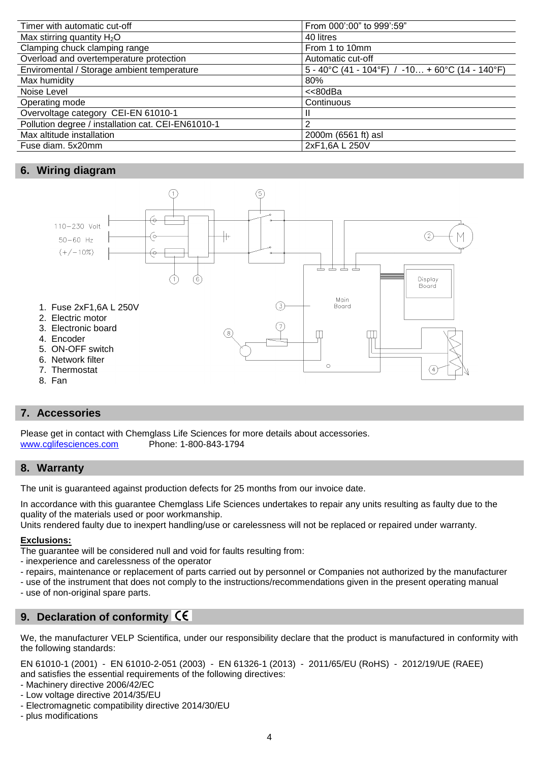| | |
|---|---|
| Timer with automatic cut-off | From 000':00" to 999':59" |
| Max stirring quantity $H_2O$ | 40 litres |
| Clamping chuck clamping range | From 1 to 10mm |
| Overload and overtemperature protection | Automatic cut-off |
| Enviromental / Storage ambient temperature | 5 - 40°C (41 - 104°F) / -10… + 60°C (14 - 140°F) |
| Max humidity | 80% |
| Noise Level | <<80dBa |
| Operating mode | Continuous |
| Overvoltage category CEI-EN 61010-1 | II |
| Pollution degree / installation cat. CEI-EN61010-1 | 2 |
| Max altitude installation | 2000m (6561 ft) asl |
| Fuse diam. 5x20mm | 2xF1,6A L 250V |

## 6. Wiring diagram

110-230 Volt
50-60 Hz
(+/-10%)

Main Board

Display Board

M

1. Fuse 2xF1,6A L 250V
2. Electric motor
3. Electronic board
4. Encoder
5. ON-OFF switch
6. Network filter
7. Thermostat
8. Fan

## 7. Accessories

Please get in contact with Chemglass Life Sciences for more details about accessories.
www.cglifesciences.com Phone: 1-800-843-1794

## 8. Warranty

The unit is guaranteed against production defects for 25 months from our invoice date.

In accordance with this guarantee Chemglass Life Sciences undertakes to repair any units resulting as faulty due to the quality of the materials used or poor workmanship.
Units rendered faulty due to inexpert handling/use or carelessness will not be replaced or repaired under warranty.

**Exclusions:**

The guarantee will be considered null and void for faults resulting from:
- inexperience and carelessness of the operator
- repairs, maintenance or replacement of parts carried out by personnel or Companies not authorized by the manufacturer
- use of the instrument that does not comply to the instructions/recommendations given in the present operating manual
- use of non-original spare parts.

## 9. Declaration of conformity CE

We, the manufacturer VELP Scientifica, under our responsibility declare that the product is manufactured in conformity with the following standards:

EN 61010-1 (2001) - EN 61010-2-051 (2003) - EN 61326-1 (2013) - 2011/65/EU (RoHS) - 2012/19/UE (RAEE)
and satisfies the essential requirements of the following directives:
- Machinery directive 2006/42/EC
- Low voltage directive 2014/35/EU
- Electromagnetic compatibility directive 2014/30/EU
- plus modifications